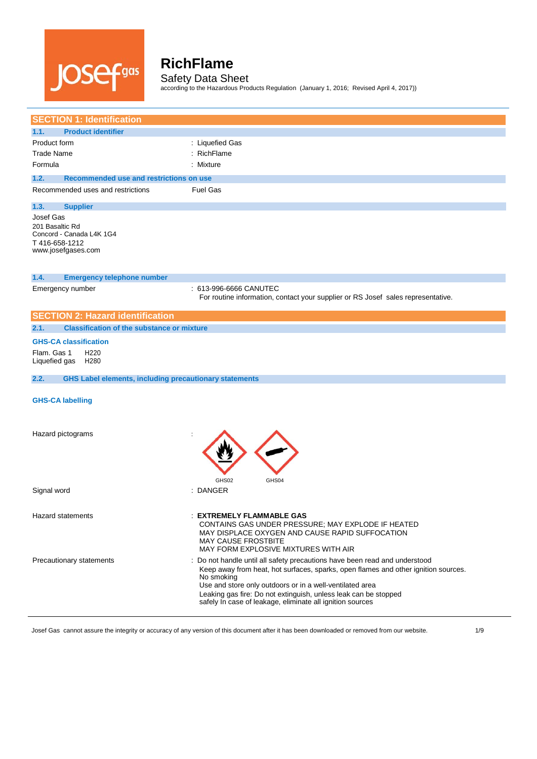# RichFlame

Safety Data Sheet

according to the Hazardous Products Regulation (January 1, 2016; Revised April 4, 2017))

## SECTION 1: Identification

### 1.1. Product identifier

| | |
|---|---|
| Product form | : Liquefied Gas |
| Trade Name | : RichFlame |
| Formula | : Mixture |

### 1.2. Recommended use and restrictions on use

| | |
|---|---|
| Recommended uses and restrictions | Fuel Gas |

### 1.3. Supplier

Josef Gas
201 Basaltic Rd
Concord - Canada L4K 1G4
T 416-658-1212
www.josefgases.com

### 1.4. Emergency telephone number

Emergency number : 613-996-6666 CANUTEC
For routine information, contact your supplier or RS Josef sales representative.

## SECTION 2: Hazard identification

### 2.1. Classification of the substance or mixture

**GHS-CA classification**

Flam. Gas 1 H220
Liquefied gas H280

### 2.2. GHS Label elements, including precautionary statements

**GHS-CA labelling**

Hazard pictograms :

GHS02 GHS04

Signal word : DANGER

Hazard statements : **EXTREMELY FLAMMABLE GAS**
CONTAINS GAS UNDER PRESSURE; MAY EXPLODE IF HEATED
MAY DISPLACE OXYGEN AND CAUSE RAPID SUFFOCATION
MAY CAUSE FROSTBITE
MAY FORM EXPLOSIVE MIXTURES WITH AIR

Precautionary statements : Do not handle until all safety precautions have been read and understood
Keep away from heat, hot surfaces, sparks, open flames and other ignition sources. No smoking
Use and store only outdoors or in a well-ventilated area
Leaking gas fire: Do not extinguish, unless leak can be stopped safely In case of leakage, eliminate all ignition sources

Josef Gas cannot assure the integrity or accuracy of any version of this document after it has been downloaded or removed from our website.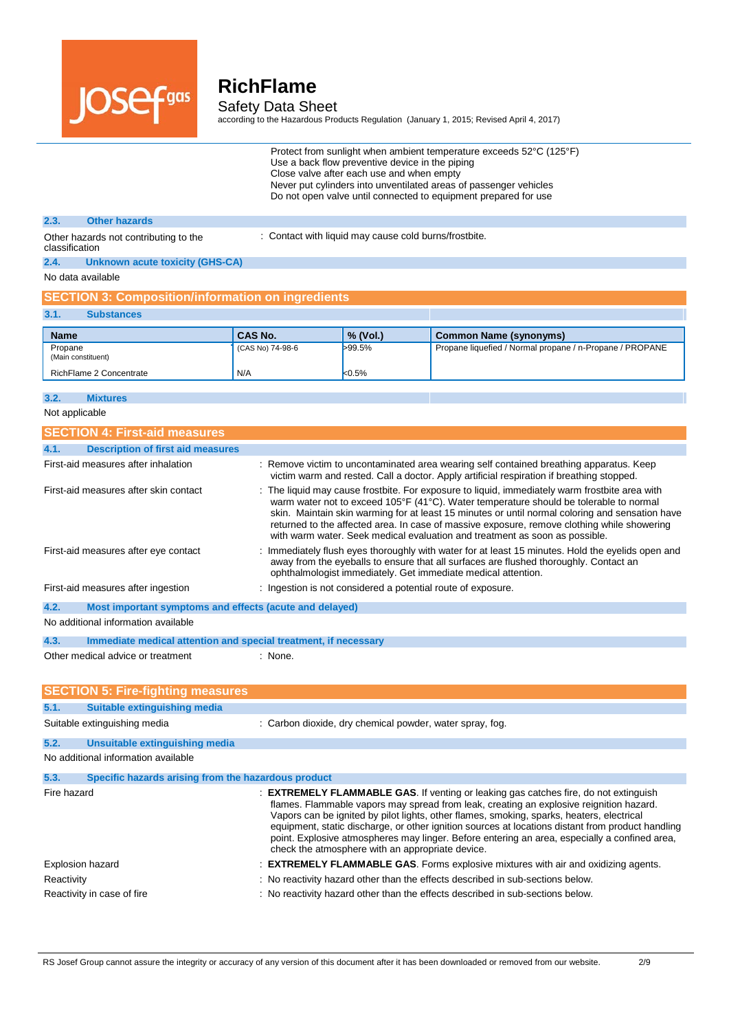Protect from sunlight when ambient temperature exceeds 52°C (125°F)
Use a back flow preventive device in the piping
Close valve after each use and when empty
Never put cylinders into unventilated areas of passenger vehicles
Do not open valve until connected to equipment prepared for use

### 2.3. Other hazards

Other hazards not contributing to the classification : Contact with liquid may cause cold burns/frostbite.

### 2.4. Unknown acute toxicity (GHS-CA)

No data available

## SECTION 3: Composition/information on ingredients

### 3.1. Substances

| Name | CAS No. | % (Vol.) | Common Name (synonyms) |
|---|---|---|---|
| Propane (Main constituent) | (CAS No) 74-98-6 | >99.5% | Propane liquefied / Normal propane / n-Propane / PROPANE |
| RichFlame 2 Concentrate | N/A | <0.5% | |

### 3.2. Mixtures

Not applicable

## SECTION 4: First-aid measures

### 4.1. Description of first aid measures

First-aid measures after inhalation : Remove victim to uncontaminated area wearing self contained breathing apparatus. Keep victim warm and rested. Call a doctor. Apply artificial respiration if breathing stopped.

First-aid measures after skin contact : The liquid may cause frostbite. For exposure to liquid, immediately warm frostbite area with warm water not to exceed 105°F (41°C). Water temperature should be tolerable to normal skin. Maintain skin warming for at least 15 minutes or until normal coloring and sensation have returned to the affected area. In case of massive exposure, remove clothing while showering with warm water. Seek medical evaluation and treatment as soon as possible.

First-aid measures after eye contact : Immediately flush eyes thoroughly with water for at least 15 minutes. Hold the eyelids open and away from the eyeballs to ensure that all surfaces are flushed thoroughly. Contact an ophthalmologist immediately. Get immediate medical attention.

First-aid measures after ingestion : Ingestion is not considered a potential route of exposure.

### 4.2. Most important symptoms and effects (acute and delayed)

No additional information available

### 4.3. Immediate medical attention and special treatment, if necessary

Other medical advice or treatment : None.

## SECTION 5: Fire-fighting measures

### 5.1. Suitable extinguishing media

Suitable extinguishing media : Carbon dioxide, dry chemical powder, water spray, fog.

### 5.2. Unsuitable extinguishing media

No additional information available

### 5.3. Specific hazards arising from the hazardous product

Fire hazard : **EXTREMELY FLAMMABLE GAS**. If venting or leaking gas catches fire, do not extinguish flames. Flammable vapors may spread from leak, creating an explosive reignition hazard. Vapors can be ignited by pilot lights, other flames, smoking, sparks, heaters, electrical equipment, static discharge, or other ignition sources at locations distant from product handling point. Explosive atmospheres may linger. Before entering an area, especially a confined area, check the atmosphere with an appropriate device.

Explosion hazard : **EXTREMELY FLAMMABLE GAS**. Forms explosive mixtures with air and oxidizing agents.

Reactivity : No reactivity hazard other than the effects described in sub-sections below.

Reactivity in case of fire : No reactivity hazard other than the effects described in sub-sections below.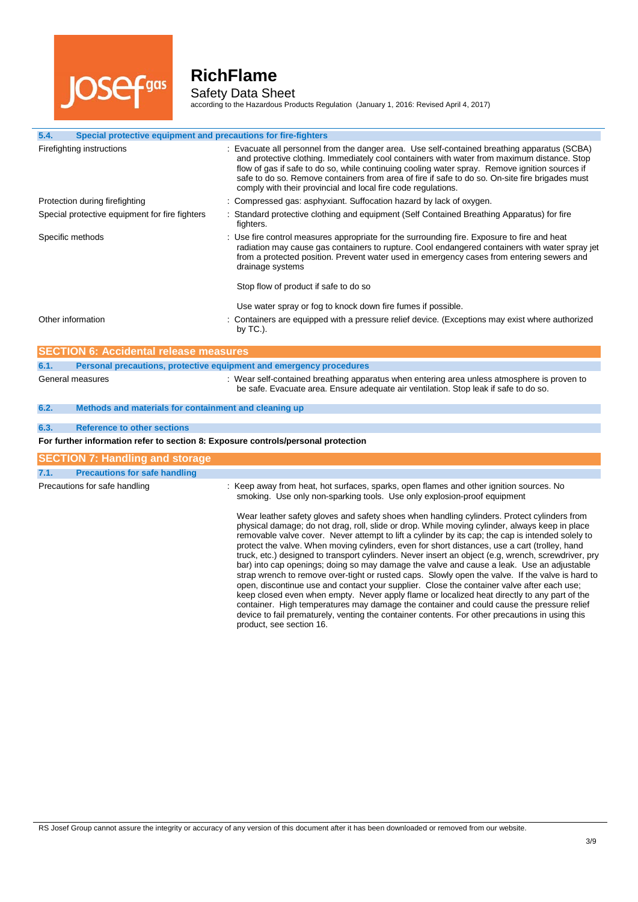### 5.4. Special protective equipment and precautions for fire-fighters

| | |
|---|---|
| Firefighting instructions | : Evacuate all personnel from the danger area. Use self-contained breathing apparatus (SCBA) and protective clothing. Immediately cool containers with water from maximum distance. Stop flow of gas if safe to do so, while continuing cooling water spray. Remove ignition sources if safe to do so. Remove containers from area of fire if safe to do so. On-site fire brigades must comply with their provincial and local fire code regulations. |
| Protection during firefighting | : Compressed gas: asphyxiant. Suffocation hazard by lack of oxygen. |
| Special protective equipment for fire fighters | : Standard protective clothing and equipment (Self Contained Breathing Apparatus) for fire fighters. |
| Specific methods | : Use fire control measures appropriate for the surrounding fire. Exposure to fire and heat radiation may cause gas containers to rupture. Cool endangered containers with water spray jet from a protected position. Prevent water used in emergency cases from entering sewers and drainage systems<br><br>Stop flow of product if safe to do so<br><br>Use water spray or fog to knock down fire fumes if possible. |
| Other information | : Containers are equipped with a pressure relief device. (Exceptions may exist where authorized by TC.). |

## SECTION 6: Accidental release measures

### 6.1. Personal precautions, protective equipment and emergency procedures

| | |
|---|---|
| General measures | : Wear self-contained breathing apparatus when entering area unless atmosphere is proven to be safe. Evacuate area. Ensure adequate air ventilation. Stop leak if safe to do so. |

### 6.2. Methods and materials for containment and cleaning up

### 6.3. Reference to other sections

**For further information refer to section 8: Exposure controls/personal protection**

## SECTION 7: Handling and storage

### 7.1. Precautions for safe handling

| | |
|---|---|
| Precautions for safe handling | : Keep away from heat, hot surfaces, sparks, open flames and other ignition sources. No smoking. Use only non-sparking tools. Use only explosion-proof equipment<br><br>Wear leather safety gloves and safety shoes when handling cylinders. Protect cylinders from physical damage; do not drag, roll, slide or drop. While moving cylinder, always keep in place removable valve cover. Never attempt to lift a cylinder by its cap; the cap is intended solely to protect the valve. When moving cylinders, even for short distances, use a cart (trolley, hand truck, etc.) designed to transport cylinders. Never insert an object (e.g, wrench, screwdriver, pry bar) into cap openings; doing so may damage the valve and cause a leak. Use an adjustable strap wrench to remove over-tight or rusted caps. Slowly open the valve. If the valve is hard to open, discontinue use and contact your supplier. Close the container valve after each use; keep closed even when empty. Never apply flame or localized heat directly to any part of the container. High temperatures may damage the container and could cause the pressure relief device to fail prematurely, venting the container contents. For other precautions in using this product, see section 16. |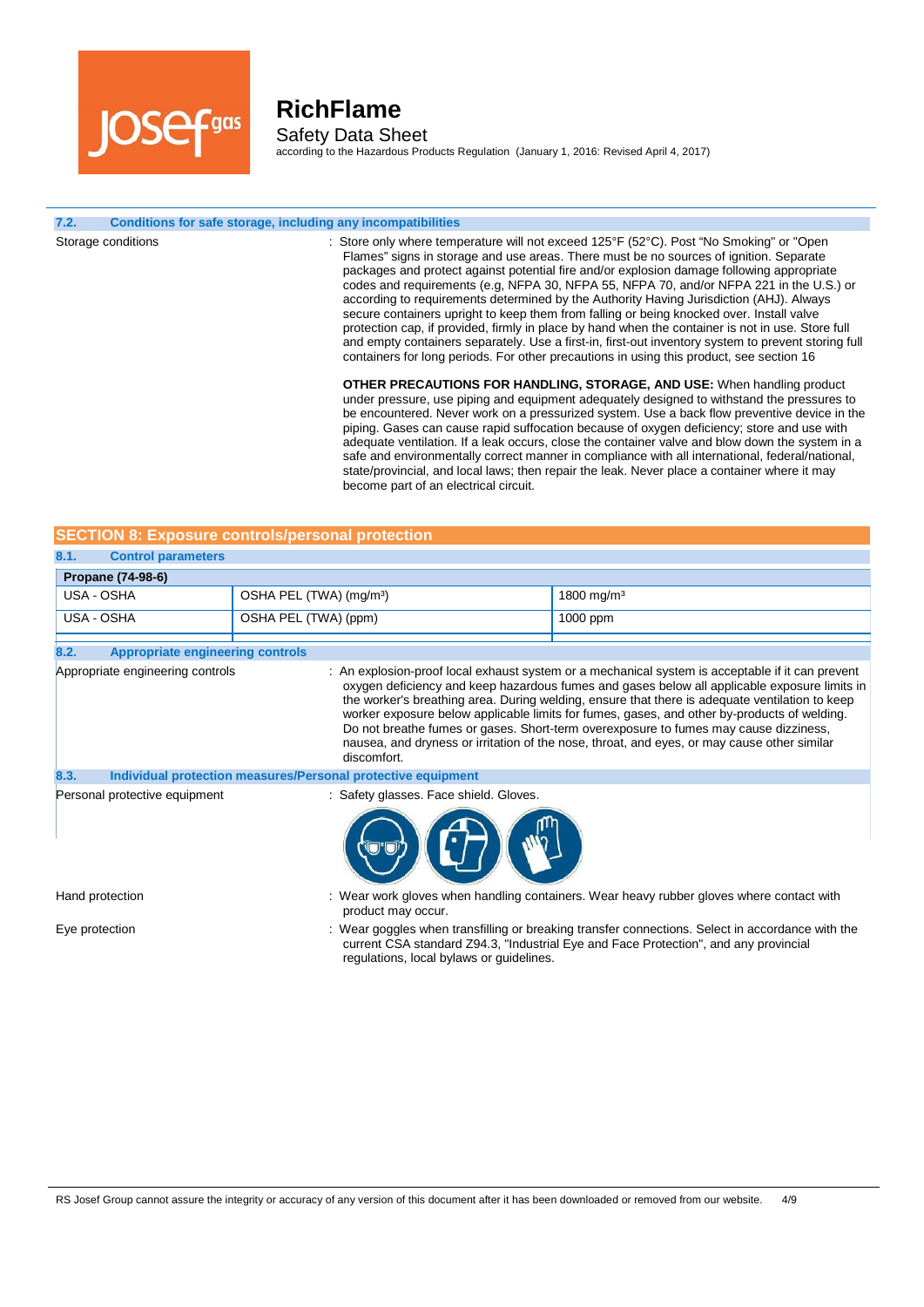### 7.2. Conditions for safe storage, including any incompatibilities

Storage conditions : Store only where temperature will not exceed 125°F (52°C). Post "No Smoking" or "Open Flames" signs in storage and use areas. There must be no sources of ignition. Separate packages and protect against potential fire and/or explosion damage following appropriate codes and requirements (e.g, NFPA 30, NFPA 55, NFPA 70, and/or NFPA 221 in the U.S.) or according to requirements determined by the Authority Having Jurisdiction (AHJ). Always secure containers upright to keep them from falling or being knocked over. Install valve protection cap, if provided, firmly in place by hand when the container is not in use. Store full and empty containers separately. Use a first-in, first-out inventory system to prevent storing full containers for long periods. For other precautions in using this product, see section 16

**OTHER PRECAUTIONS FOR HANDLING, STORAGE, AND USE:** When handling product under pressure, use piping and equipment adequately designed to withstand the pressures to be encountered. Never work on a pressurized system. Use a back flow preventive device in the piping. Gases can cause rapid suffocation because of oxygen deficiency; store and use with adequate ventilation. If a leak occurs, close the container valve and blow down the system in a safe and environmentally correct manner in compliance with all international, federal/national, state/provincial, and local laws; then repair the leak. Never place a container where it may become part of an electrical circuit.

## SECTION 8: Exposure controls/personal protection

### 8.1. Control parameters

| Propane (74-98-6) | | |
|---|---|---|
| USA - OSHA | OSHA PEL (TWA) (mg/m³) | 1800 mg/m³ |
| USA - OSHA | OSHA PEL (TWA) (ppm) | 1000 ppm |

### 8.2. Appropriate engineering controls

Appropriate engineering controls : An explosion-proof local exhaust system or a mechanical system is acceptable if it can prevent oxygen deficiency and keep hazardous fumes and gases below all applicable exposure limits in the worker's breathing area. During welding, ensure that there is adequate ventilation to keep worker exposure below applicable limits for fumes, gases, and other by-products of welding. Do not breathe fumes or gases. Short-term overexposure to fumes may cause dizziness, nausea, and dryness or irritation of the nose, throat, and eyes, or may cause other similar discomfort.

### 8.3. Individual protection measures/Personal protective equipment

Personal protective equipment : Safety glasses. Face shield. Gloves.

Hand protection : Wear work gloves when handling containers. Wear heavy rubber gloves where contact with product may occur.

Eye protection : Wear goggles when transfilling or breaking transfer connections. Select in accordance with the current CSA standard Z94.3, "Industrial Eye and Face Protection", and any provincial regulations, local bylaws or guidelines.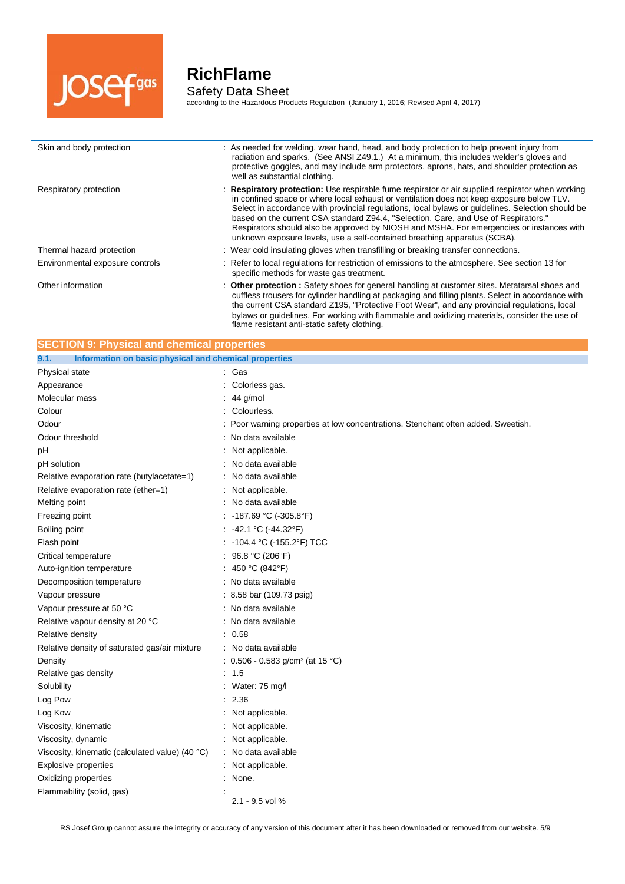| | |
|---|---|
| Skin and body protection | : As needed for welding, wear hand, head, and body protection to help prevent injury from radiation and sparks. (See ANSI Z49.1.) At a minimum, this includes welder's gloves and protective goggles, and may include arm protectors, aprons, hats, and shoulder protection as well as substantial clothing. |
| Respiratory protection | : **Respiratory protection:** Use respirable fume respirator or air supplied respirator when working in confined space or where local exhaust or ventilation does not keep exposure below TLV. Select in accordance with provincial regulations, local bylaws or guidelines. Selection should be based on the current CSA standard Z94.4, "Selection, Care, and Use of Respirators." Respirators should also be approved by NIOSH and MSHA. For emergencies or instances with unknown exposure levels, use a self-contained breathing apparatus (SCBA). |
| Thermal hazard protection | : Wear cold insulating gloves when transfilling or breaking transfer connections. |
| Environmental exposure controls | : Refer to local regulations for restriction of emissions to the atmosphere. See section 13 for specific methods for waste gas treatment. |
| Other information | : **Other protection :** Safety shoes for general handling at customer sites. Metatarsal shoes and cuffless trousers for cylinder handling at packaging and filling plants. Select in accordance with the current CSA standard Z195, "Protective Foot Wear", and any provincial regulations, local bylaws or guidelines. For working with flammable and oxidizing materials, consider the use of flame resistant anti-static safety clothing. |

## SECTION 9: Physical and chemical properties

### 9.1. Information on basic physical and chemical properties

| | |
|---|---|
| Physical state | : Gas |
| Appearance | : Colorless gas. |
| Molecular mass | : 44 g/mol |
| Colour | : Colourless. |
| Odour | : Poor warning properties at low concentrations. Stenchant often added. Sweetish. |
| Odour threshold | : No data available |
| pH | : Not applicable. |
| pH solution | : No data available |
| Relative evaporation rate (butylacetate=1) | : No data available |
| Relative evaporation rate (ether=1) | : Not applicable. |
| Melting point | : No data available |
| Freezing point | : -187.69 °C (-305.8°F) |
| Boiling point | : -42.1 °C (-44.32°F) |
| Flash point | : -104.4 °C (-155.2°F) TCC |
| Critical temperature | : 96.8 °C (206°F) |
| Auto-ignition temperature | : 450 °C (842°F) |
| Decomposition temperature | : No data available |
| Vapour pressure | : 8.58 bar (109.73 psig) |
| Vapour pressure at 50 °C | : No data available |
| Relative vapour density at 20 °C | : No data available |
| Relative density | : 0.58 |
| Relative density of saturated gas/air mixture | : No data available |
| Density | : 0.506 - 0.583 g/cm³ (at 15 °C) |
| Relative gas density | : 1.5 |
| Solubility | : Water: 75 mg/l |
| Log Pow | : 2.36 |
| Log Kow | : Not applicable. |
| Viscosity, kinematic | : Not applicable. |
| Viscosity, dynamic | : Not applicable. |
| Viscosity, kinematic (calculated value) (40 °C) | : No data available |
| Explosive properties | : Not applicable. |
| Oxidizing properties | : None. |
| Flammability (solid, gas) | : 2.1 - 9.5 vol % |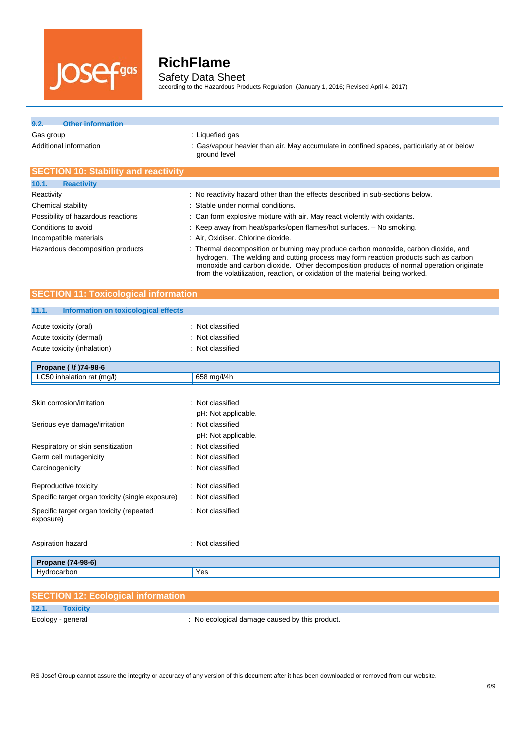### 9.2. Other information

Gas group : Liquefied gas

Additional information : Gas/vapour heavier than air. May accumulate in confined spaces, particularly at or below ground level

## SECTION 10: Stability and reactivity

### 10.1. Reactivity

Reactivity : No reactivity hazard other than the effects described in sub-sections below.

Chemical stability : Stable under normal conditions.

Possibility of hazardous reactions : Can form explosive mixture with air. May react violently with oxidants.

Conditions to avoid : Keep away from heat/sparks/open flames/hot surfaces. – No smoking.

Incompatible materials : Air, Oxidiser. Chlorine dioxide.

Hazardous decomposition products : Thermal decomposition or burning may produce carbon monoxide, carbon dioxide, and hydrogen. The welding and cutting process may form reaction products such as carbon monoxide and carbon dioxide. Other decomposition products of normal operation originate from the volatilization, reaction, or oxidation of the material being worked.

## SECTION 11: Toxicological information

### 11.1. Information on toxicological effects

Acute toxicity (oral) : Not classified

Acute toxicity (dermal) : Not classified

Acute toxicity (inhalation) : Not classified

| Propane ( \f )74-98-6 | |
|---|---|
| LC50 inhalation rat (mg/l) | 658 mg/l/4h |

Skin corrosion/irritation : Not classified
pH: Not applicable.

Serious eye damage/irritation : Not classified
pH: Not applicable.

Respiratory or skin sensitization : Not classified

Germ cell mutagenicity : Not classified

Carcinogenicity : Not classified

Reproductive toxicity : Not classified

Specific target organ toxicity (single exposure) : Not classified

Specific target organ toxicity (repeated exposure) : Not classified

Aspiration hazard : Not classified

| Propane (74-98-6) | |
|---|---|
| Hydrocarbon | Yes |

## SECTION 12: Ecological information

### 12.1. Toxicity

Ecology - general : No ecological damage caused by this product.

RS Josef Group cannot assure the integrity or accuracy of any version of this document after it has been downloaded or removed from our website.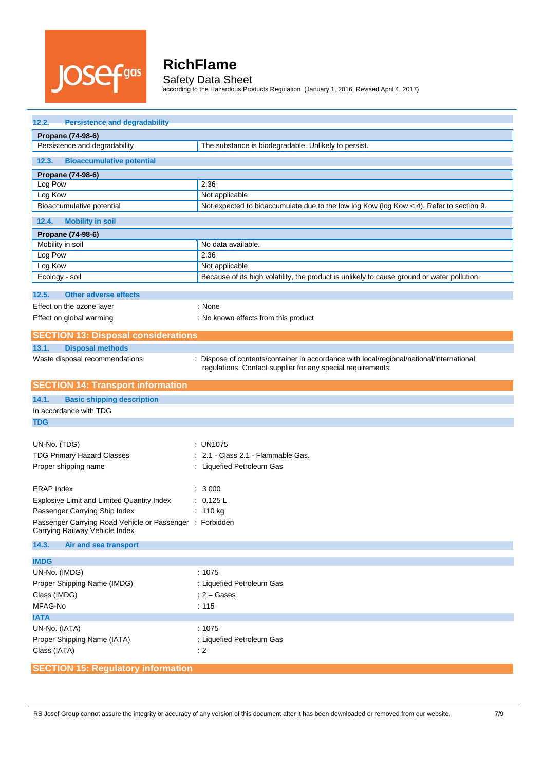### 12.2. Persistence and degradability

| Propane (74-98-6) | |
|---|---|
| Persistence and degradability | The substance is biodegradable. Unlikely to persist. |

### 12.3. Bioaccumulative potential

| Propane (74-98-6) | |
|---|---|
| Log Pow | 2.36 |
| Log Kow | Not applicable. |
| Bioaccumulative potential | Not expected to bioaccumulate due to the low log Kow (log Kow < 4). Refer to section 9. |

### 12.4. Mobility in soil

| Propane (74-98-6) | |
|---|---|
| Mobility in soil | No data available. |
| Log Pow | 2.36 |
| Log Kow | Not applicable. |
| Ecology - soil | Because of its high volatility, the product is unlikely to cause ground or water pollution. |

### 12.5. Other adverse effects

Effect on the ozone layer : None

Effect on global warming : No known effects from this product

## SECTION 13: Disposal considerations

### 13.1. Disposal methods

Waste disposal recommendations : Dispose of contents/container in accordance with local/regional/national/international regulations. Contact supplier for any special requirements.

## SECTION 14: Transport information

### 14.1. Basic shipping description

In accordance with TDG

**TDG**

UN-No. (TDG) : UN1075

TDG Primary Hazard Classes : 2.1 - Class 2.1 - Flammable Gas.

Proper shipping name : Liquefied Petroleum Gas

ERAP Index : 3 000

Explosive Limit and Limited Quantity Index : 0.125 L

Passenger Carrying Ship Index : 110 kg

Passenger Carrying Road Vehicle or Passenger Carrying Railway Vehicle Index : Forbidden

### 14.3. Air and sea transport

**IMDG**

UN-No. (IMDG) : 1075

Proper Shipping Name (IMDG) : Liquefied Petroleum Gas

Class (IMDG) : 2 – Gases

MFAG-No : 115

**IATA**

UN-No. (IATA) : 1075

Proper Shipping Name (IATA) : Liquefied Petroleum Gas

Class (IATA) : 2

## SECTION 15: Regulatory information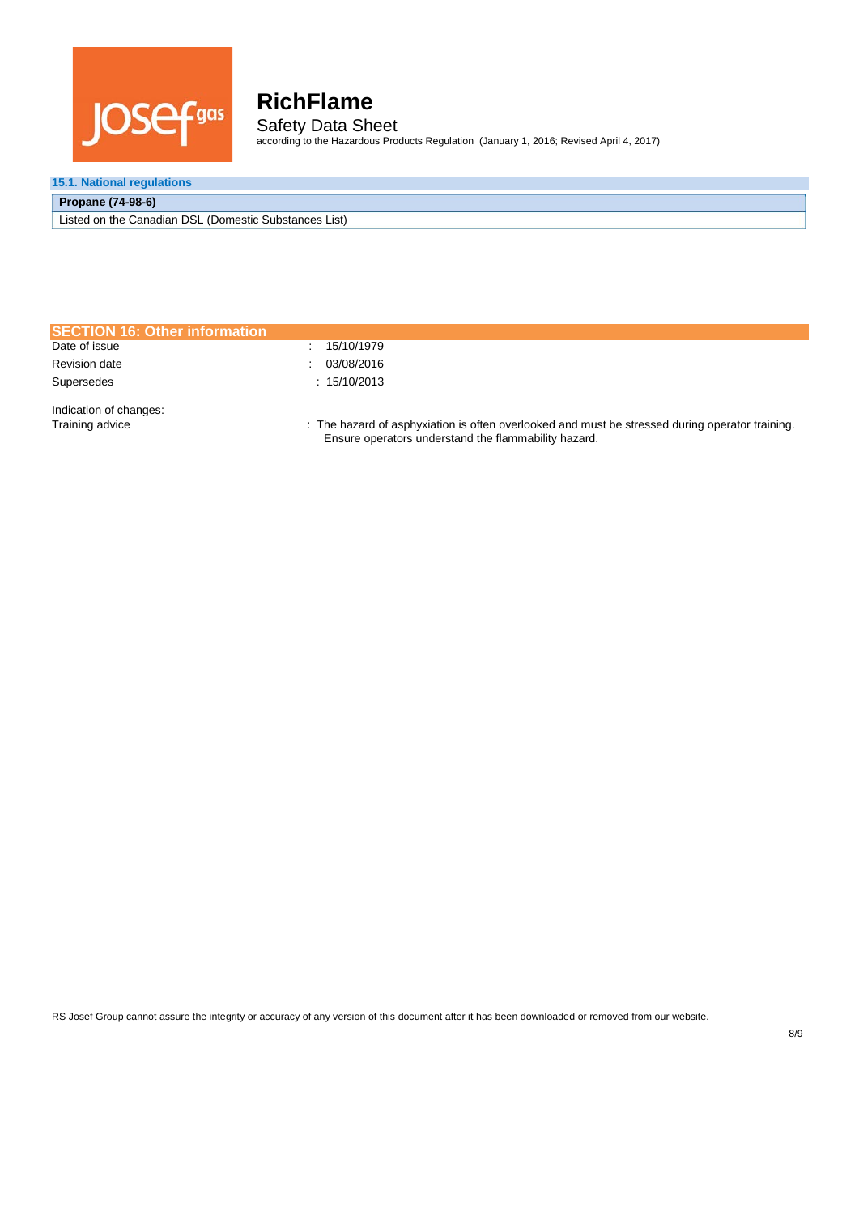### 15.1. National regulations

| Propane (74-98-6) |
| --- |
| Listed on the Canadian DSL (Domestic Substances List) |

## SECTION 16: Other information

Date of issue : 15/10/1979

Revision date : 03/08/2016

Supersedes : 15/10/2013

Indication of changes:

Training advice : The hazard of asphyxiation is often overlooked and must be stressed during operator training. Ensure operators understand the flammability hazard.

RS Josef Group cannot assure the integrity or accuracy of any version of this document after it has been downloaded or removed from our website.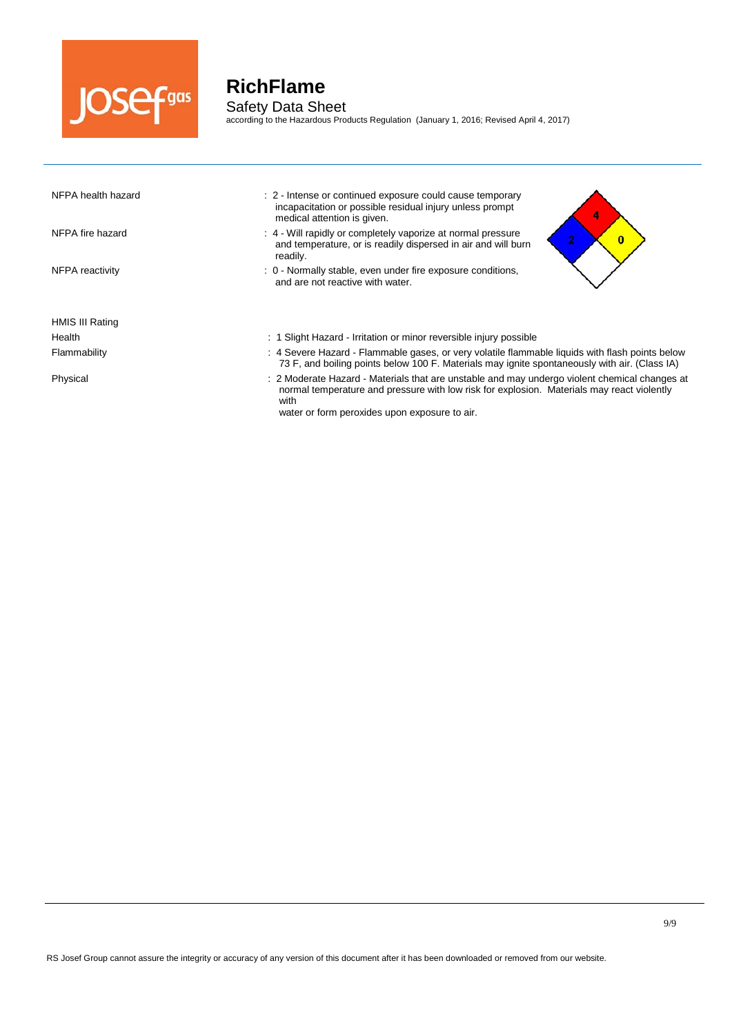| | |
|---|---|
| NFPA health hazard | : 2 - Intense or continued exposure could cause temporary incapacitation or possible residual injury unless prompt medical attention is given. |
| NFPA fire hazard | : 4 - Will rapidly or completely vaporize at normal pressure and temperature, or is readily dispersed in air and will burn readily. |
| NFPA reactivity | : 0 - Normally stable, even under fire exposure conditions, and are not reactive with water. |

4

2 0

HMIS III Rating

| | |
|---|---|
| Health | : 1 Slight Hazard - Irritation or minor reversible injury possible |
| Flammability | : 4 Severe Hazard - Flammable gases, or very volatile flammable liquids with flash points below 73 F, and boiling points below 100 F. Materials may ignite spontaneously with air. (Class IA) |
| Physical | : 2 Moderate Hazard - Materials that are unstable and may undergo violent chemical changes at normal temperature and pressure with low risk for explosion. Materials may react violently with water or form peroxides upon exposure to air. |

RS Josef Group cannot assure the integrity or accuracy of any version of this document after it has been downloaded or removed from our website.